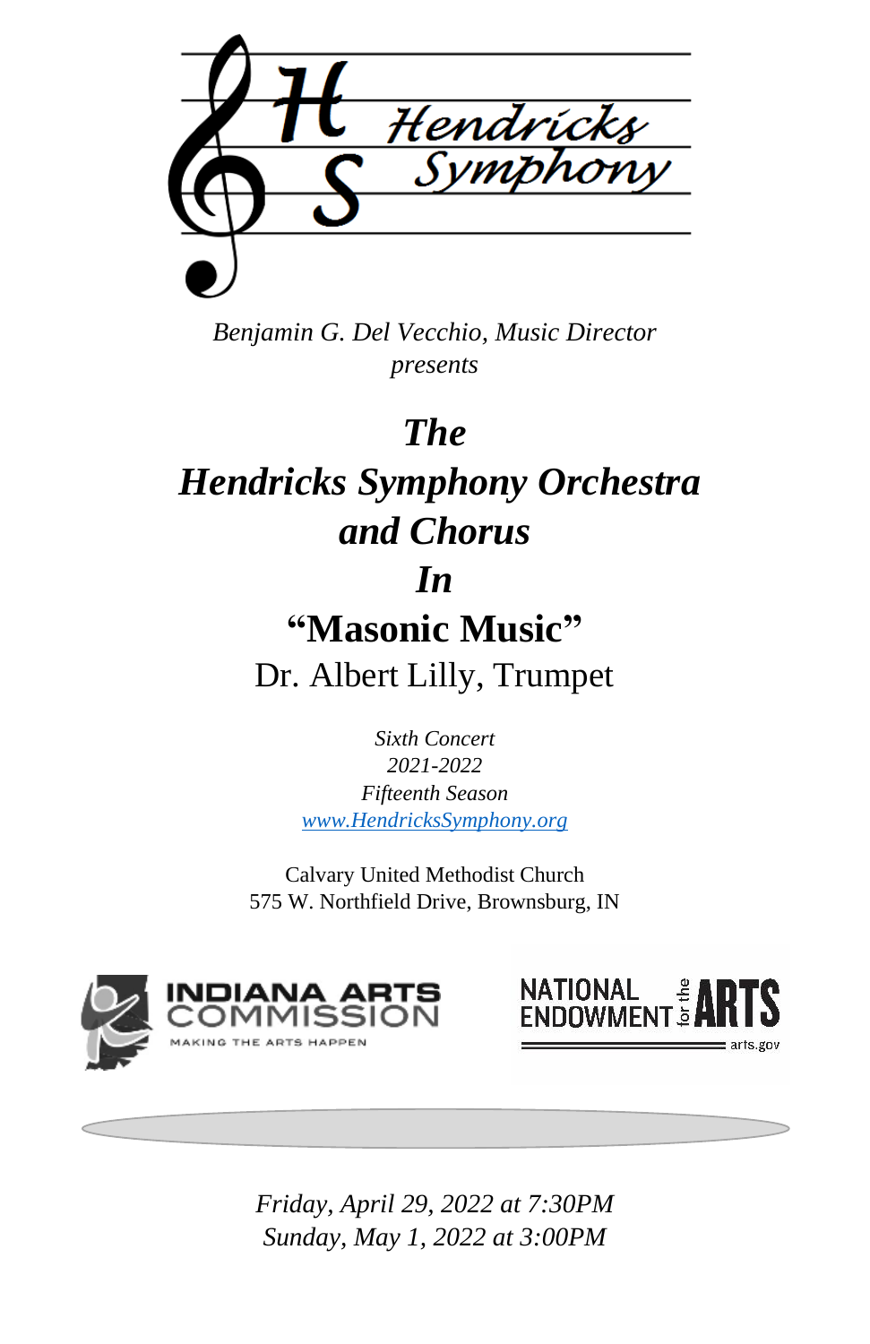Hendricks Symphony

*Benjamin G. Del Vecchio, Music Director*
*presents*

# *The Hendricks Symphony Orchestra and Chorus In*

# "Masonic Music"

## Dr. Albert Lilly, Trumpet

*Sixth Concert*
*2021-2022*
*Fifteenth Season*
*www.HendricksSymphony.org*

Calvary United Methodist Church
575 W. Northfield Drive, Brownsburg, IN

INDIANA ARTS COMMISSION
MAKING THE ARTS HAPPEN

NATIONAL ENDOWMENT for the ARTS
arts.gov

*Friday, April 29, 2022 at 7:30PM*
*Sunday, May 1, 2022 at 3:00PM*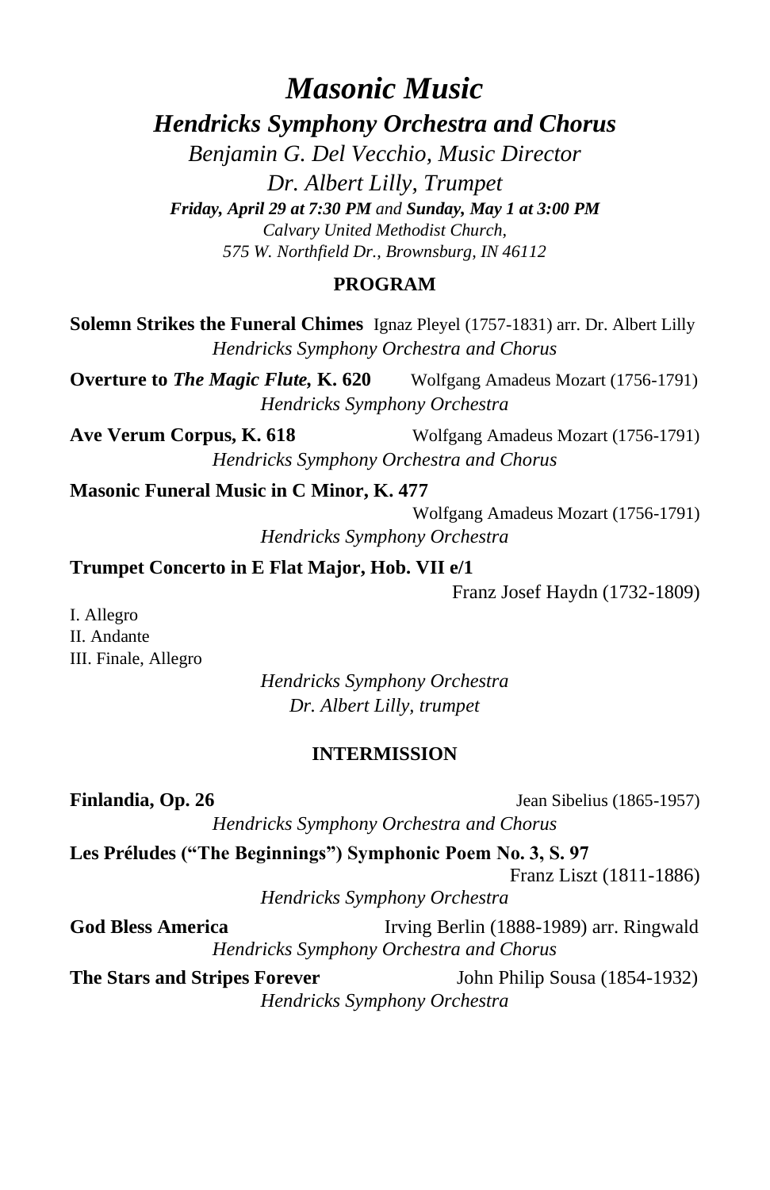# *Masonic Music*

## *Hendricks Symphony Orchestra and Chorus*

*Benjamin G. Del Vecchio, Music Director*

*Dr. Albert Lilly, Trumpet*

***Friday, April 29 at 7:30 PM** and **Sunday, May 1 at 3:00 PM***

*Calvary United Methodist Church,*

*575 W. Northfield Dr., Brownsburg, IN 46112*

### PROGRAM

**Solemn Strikes the Funeral Chimes** Ignaz Pleyel (1757-1831) arr. Dr. Albert Lilly

*Hendricks Symphony Orchestra and Chorus*

**Overture to *The Magic Flute*, K. 620** Wolfgang Amadeus Mozart (1756-1791)

*Hendricks Symphony Orchestra*

**Ave Verum Corpus, K. 618** Wolfgang Amadeus Mozart (1756-1791)

*Hendricks Symphony Orchestra and Chorus*

**Masonic Funeral Music in C Minor, K. 477**

Wolfgang Amadeus Mozart (1756-1791)

*Hendricks Symphony Orchestra*

**Trumpet Concerto in E Flat Major, Hob. VII e/1**

Franz Josef Haydn (1732-1809)

I. Allegro
II. Andante
III. Finale, Allegro

*Hendricks Symphony Orchestra*
*Dr. Albert Lilly, trumpet*

### INTERMISSION

**Finlandia, Op. 26** Jean Sibelius (1865-1957)

*Hendricks Symphony Orchestra and Chorus*

**Les Préludes ("The Beginnings") Symphonic Poem No. 3, S. 97**

Franz Liszt (1811-1886)

*Hendricks Symphony Orchestra*

**God Bless America** Irving Berlin (1888-1989) arr. Ringwald

*Hendricks Symphony Orchestra and Chorus*

**The Stars and Stripes Forever** John Philip Sousa (1854-1932)

*Hendricks Symphony Orchestra*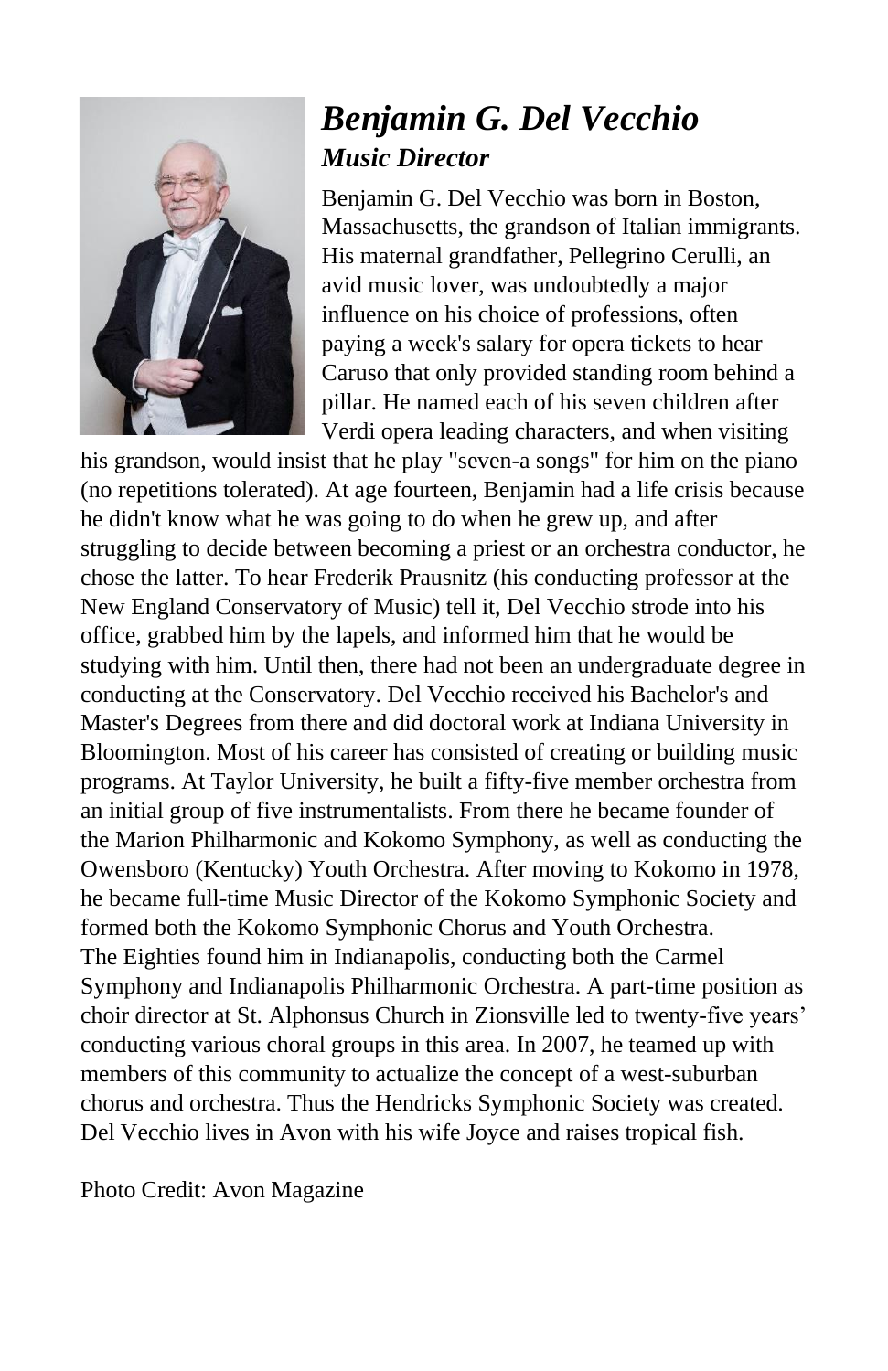# *Benjamin G. Del Vecchio*

## *Music Director*

Benjamin G. Del Vecchio was born in Boston, Massachusetts, the grandson of Italian immigrants. His maternal grandfather, Pellegrino Cerulli, an avid music lover, was undoubtedly a major influence on his choice of professions, often paying a week's salary for opera tickets to hear Caruso that only provided standing room behind a pillar. He named each of his seven children after Verdi opera leading characters, and when visiting his grandson, would insist that he play "seven-a songs" for him on the piano (no repetitions tolerated). At age fourteen, Benjamin had a life crisis because he didn't know what he was going to do when he grew up, and after struggling to decide between becoming a priest or an orchestra conductor, he chose the latter. To hear Frederik Prausnitz (his conducting professor at the New England Conservatory of Music) tell it, Del Vecchio strode into his office, grabbed him by the lapels, and informed him that he would be studying with him. Until then, there had not been an undergraduate degree in conducting at the Conservatory. Del Vecchio received his Bachelor's and Master's Degrees from there and did doctoral work at Indiana University in Bloomington. Most of his career has consisted of creating or building music programs. At Taylor University, he built a fifty-five member orchestra from an initial group of five instrumentalists. From there he became founder of the Marion Philharmonic and Kokomo Symphony, as well as conducting the Owensboro (Kentucky) Youth Orchestra. After moving to Kokomo in 1978, he became full-time Music Director of the Kokomo Symphonic Society and formed both the Kokomo Symphonic Chorus and Youth Orchestra.

The Eighties found him in Indianapolis, conducting both the Carmel Symphony and Indianapolis Philharmonic Orchestra. A part-time position as choir director at St. Alphonsus Church in Zionsville led to twenty-five years' conducting various choral groups in this area. In 2007, he teamed up with members of this community to actualize the concept of a west-suburban chorus and orchestra. Thus the Hendricks Symphonic Society was created. Del Vecchio lives in Avon with his wife Joyce and raises tropical fish.

Photo Credit: Avon Magazine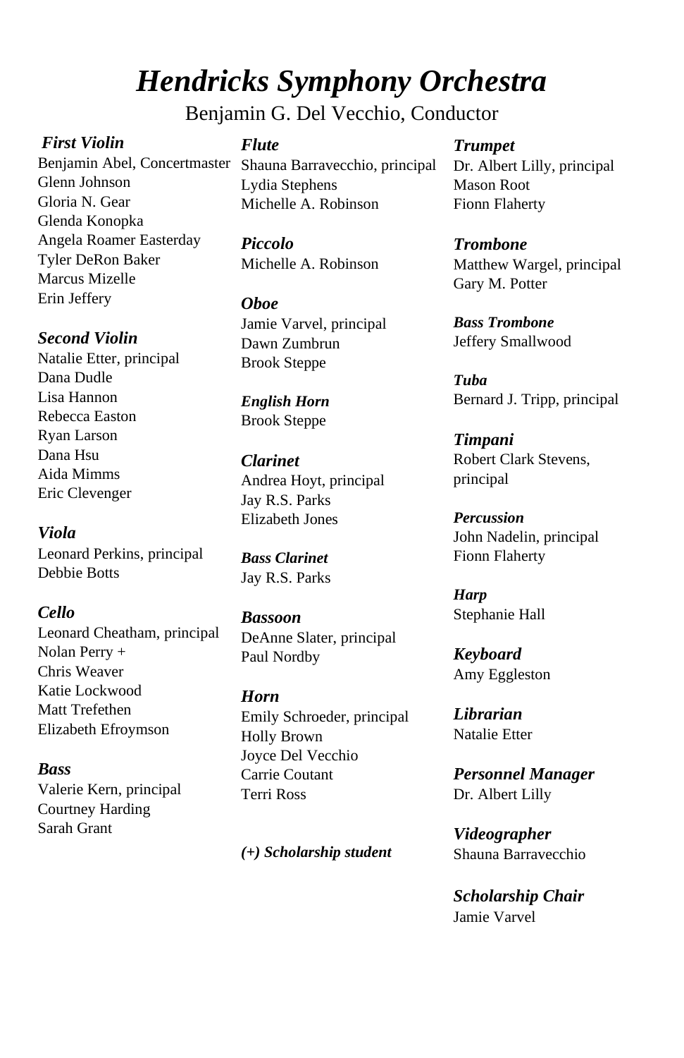# *Hendricks Symphony Orchestra*

Benjamin G. Del Vecchio, Conductor

***First Violin***
Benjamin Abel, Concertmaster
Glenn Johnson
Gloria N. Gear
Glenda Konopka
Angela Roamer Easterday
Tyler DeRon Baker
Marcus Mizelle
Erin Jeffery

***Second Violin***
Natalie Etter, principal
Dana Dudle
Lisa Hannon
Rebecca Easton
Ryan Larson
Dana Hsu
Aida Mimms
Eric Clevenger

***Viola***
Leonard Perkins, principal
Debbie Botts

***Cello***
Leonard Cheatham, principal
Nolan Perry +
Chris Weaver
Katie Lockwood
Matt Trefethen
Elizabeth Efroymson

***Bass***
Valerie Kern, principal
Courtney Harding
Sarah Grant

***Flute***
Shauna Barravecchio, principal
Lydia Stephens
Michelle A. Robinson

***Piccolo***
Michelle A. Robinson

***Oboe***
Jamie Varvel, principal
Dawn Zumbrun
Brook Steppe

***English Horn***
Brook Steppe

***Clarinet***
Andrea Hoyt, principal
Jay R.S. Parks
Elizabeth Jones

***Bass Clarinet***
Jay R.S. Parks

***Bassoon***
DeAnne Slater, principal
Paul Nordby

***Horn***
Emily Schroeder, principal
Holly Brown
Joyce Del Vecchio
Carrie Coutant
Terri Ross

***(+) Scholarship student***

***Trumpet***
Dr. Albert Lilly, principal
Mason Root
Fionn Flaherty

***Trombone***
Matthew Wargel, principal
Gary M. Potter

***Bass Trombone***
Jeffery Smallwood

***Tuba***
Bernard J. Tripp, principal

***Timpani***
Robert Clark Stevens, principal

***Percussion***
John Nadelin, principal
Fionn Flaherty

***Harp***
Stephanie Hall

***Keyboard***
Amy Eggleston

***Librarian***
Natalie Etter

***Personnel Manager***
Dr. Albert Lilly

***Videographer***
Shauna Barravecchio

***Scholarship Chair***
Jamie Varvel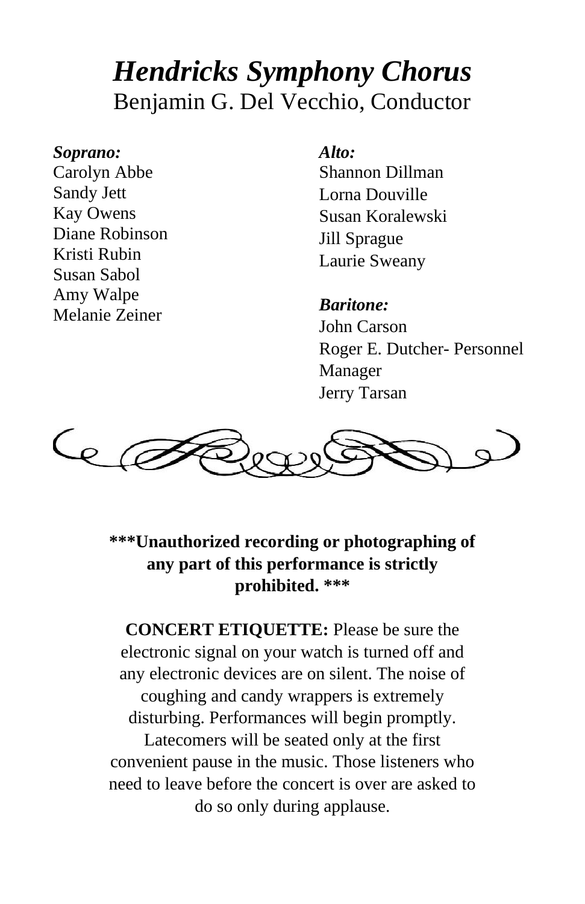# *Hendricks Symphony Chorus*

Benjamin G. Del Vecchio, Conductor

***Soprano:***

Carolyn Abbe
Sandy Jett
Kay Owens
Diane Robinson
Kristi Rubin
Susan Sabol
Amy Walpe
Melanie Zeiner

***Alto:***

Shannon Dillman
Lorna Douville
Susan Koralewski
Jill Sprague
Laurie Sweany

***Baritone:***

John Carson
Roger E. Dutcher- Personnel Manager
Jerry Tarsan

**\*\*\*Unauthorized recording or photographing of any part of this performance is strictly prohibited. \*\*\***

**CONCERT ETIQUETTE:** Please be sure the electronic signal on your watch is turned off and any electronic devices are on silent. The noise of coughing and candy wrappers is extremely disturbing. Performances will begin promptly. Latecomers will be seated only at the first convenient pause in the music. Those listeners who need to leave before the concert is over are asked to do so only during applause.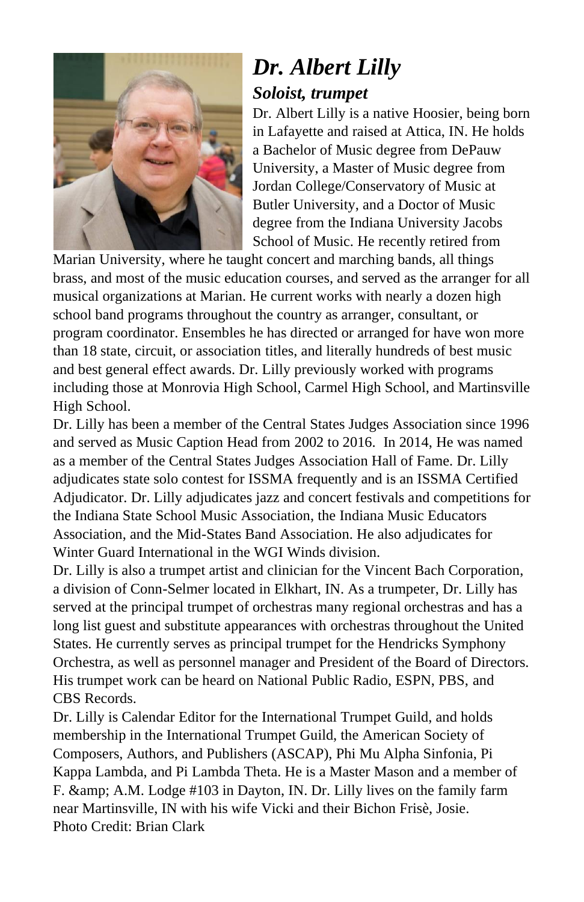# *Dr. Albert Lilly*

### *Soloist, trumpet*

Dr. Albert Lilly is a native Hoosier, being born in Lafayette and raised at Attica, IN. He holds a Bachelor of Music degree from DePauw University, a Master of Music degree from Jordan College/Conservatory of Music at Butler University, and a Doctor of Music degree from the Indiana University Jacobs School of Music. He recently retired from Marian University, where he taught concert and marching bands, all things brass, and most of the music education courses, and served as the arranger for all musical organizations at Marian. He current works with nearly a dozen high school band programs throughout the country as arranger, consultant, or program coordinator. Ensembles he has directed or arranged for have won more than 18 state, circuit, or association titles, and literally hundreds of best music and best general effect awards. Dr. Lilly previously worked with programs including those at Monrovia High School, Carmel High School, and Martinsville High School.

Dr. Lilly has been a member of the Central States Judges Association since 1996 and served as Music Caption Head from 2002 to 2016. In 2014, He was named as a member of the Central States Judges Association Hall of Fame. Dr. Lilly adjudicates state solo contest for ISSMA frequently and is an ISSMA Certified Adjudicator. Dr. Lilly adjudicates jazz and concert festivals and competitions for the Indiana State School Music Association, the Indiana Music Educators Association, and the Mid-States Band Association. He also adjudicates for Winter Guard International in the WGI Winds division.

Dr. Lilly is also a trumpet artist and clinician for the Vincent Bach Corporation, a division of Conn-Selmer located in Elkhart, IN. As a trumpeter, Dr. Lilly has served at the principal trumpet of orchestras many regional orchestras and has a long list guest and substitute appearances with orchestras throughout the United States. He currently serves as principal trumpet for the Hendricks Symphony Orchestra, as well as personnel manager and President of the Board of Directors. His trumpet work can be heard on National Public Radio, ESPN, PBS, and CBS Records.

Dr. Lilly is Calendar Editor for the International Trumpet Guild, and holds membership in the International Trumpet Guild, the American Society of Composers, Authors, and Publishers (ASCAP), Phi Mu Alpha Sinfonia, Pi Kappa Lambda, and Pi Lambda Theta. He is a Master Mason and a member of F. &amp; A.M. Lodge #103 in Dayton, IN. Dr. Lilly lives on the family farm near Martinsville, IN with his wife Vicki and their Bichon Frisè, Josie.

Photo Credit: Brian Clark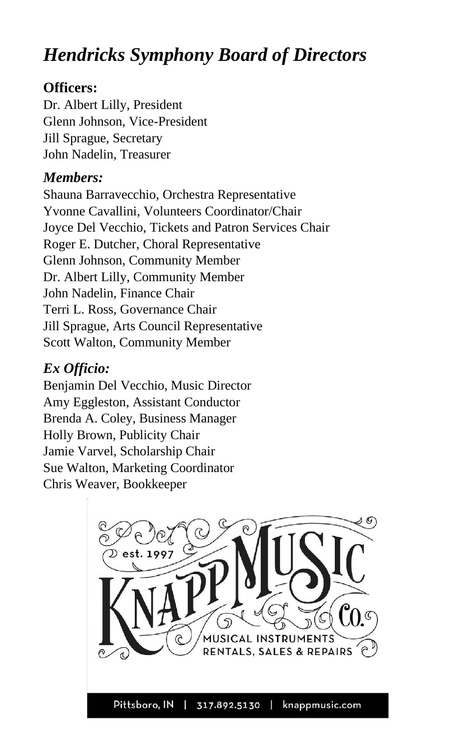# *Hendricks Symphony Board of Directors*

**Officers:**

Dr. Albert Lilly, President
Glenn Johnson, Vice-President
Jill Sprague, Secretary
John Nadelin, Treasurer

***Members:***

Shauna Barravecchio, Orchestra Representative
Yvonne Cavallini, Volunteers Coordinator/Chair
Joyce Del Vecchio, Tickets and Patron Services Chair
Roger E. Dutcher, Choral Representative
Glenn Johnson, Community Member
Dr. Albert Lilly, Community Member
John Nadelin, Finance Chair
Terri L. Ross, Governance Chair
Jill Sprague, Arts Council Representative
Scott Walton, Community Member

***Ex Officio:***

Benjamin Del Vecchio, Music Director
Amy Eggleston, Assistant Conductor
Brenda A. Coley, Business Manager
Holly Brown, Publicity Chair
Jamie Varvel, Scholarship Chair
Sue Walton, Marketing Coordinator
Chris Weaver, Bookkeeper

est. 1997

KNAPP MUSIC CO.

MUSICAL INSTRUMENTS
RENTALS, SALES & REPAIRS

Pittsboro, IN | 317.892.5130 | knappmusic.com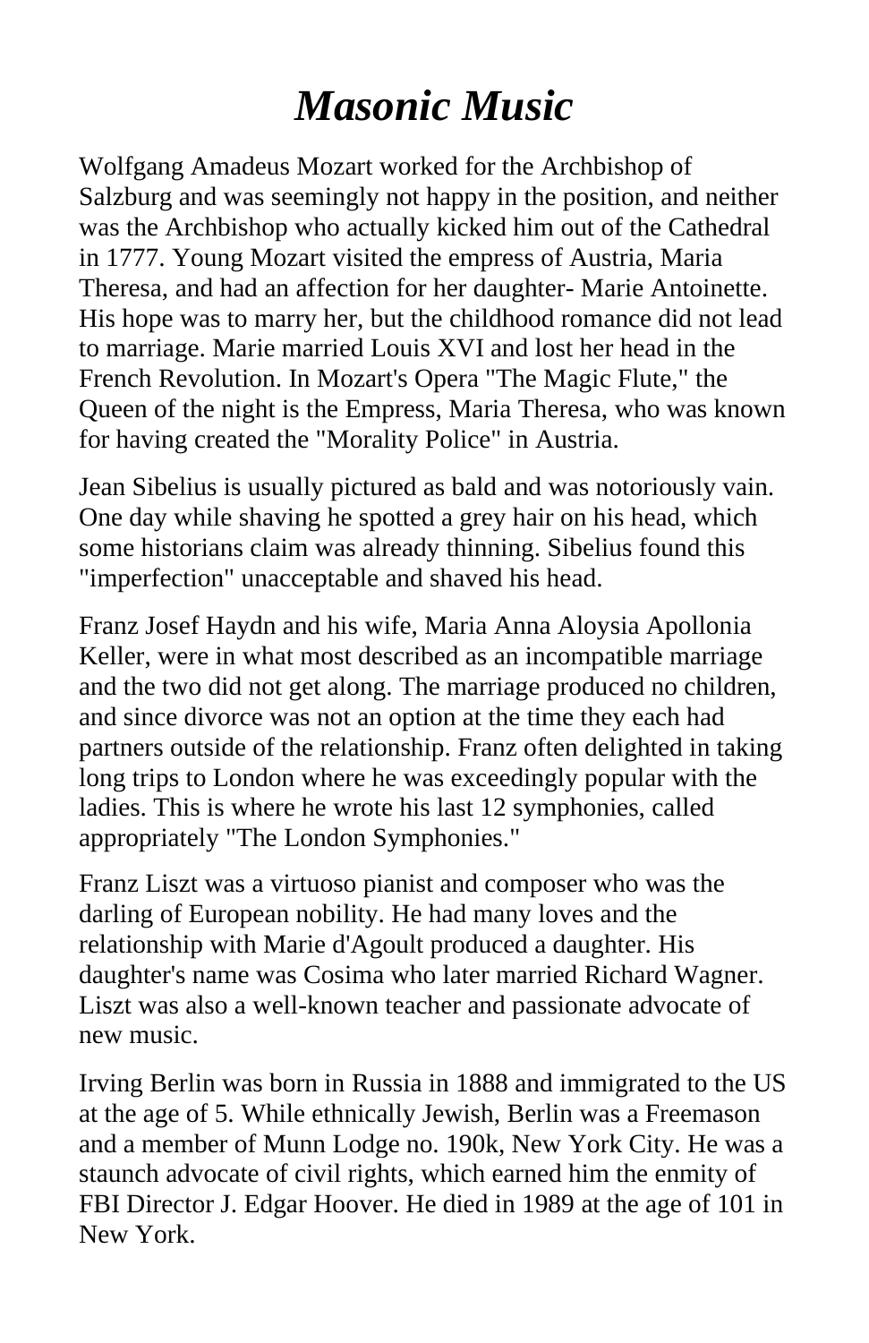# *Masonic Music*

Wolfgang Amadeus Mozart worked for the Archbishop of Salzburg and was seemingly not happy in the position, and neither was the Archbishop who actually kicked him out of the Cathedral in 1777. Young Mozart visited the empress of Austria, Maria Theresa, and had an affection for her daughter- Marie Antoinette. His hope was to marry her, but the childhood romance did not lead to marriage. Marie married Louis XVI and lost her head in the French Revolution. In Mozart's Opera "The Magic Flute," the Queen of the night is the Empress, Maria Theresa, who was known for having created the "Morality Police" in Austria.

Jean Sibelius is usually pictured as bald and was notoriously vain. One day while shaving he spotted a grey hair on his head, which some historians claim was already thinning. Sibelius found this "imperfection" unacceptable and shaved his head.

Franz Josef Haydn and his wife, Maria Anna Aloysia Apollonia Keller, were in what most described as an incompatible marriage and the two did not get along. The marriage produced no children, and since divorce was not an option at the time they each had partners outside of the relationship. Franz often delighted in taking long trips to London where he was exceedingly popular with the ladies. This is where he wrote his last 12 symphonies, called appropriately "The London Symphonies."

Franz Liszt was a virtuoso pianist and composer who was the darling of European nobility. He had many loves and the relationship with Marie d'Agoult produced a daughter. His daughter's name was Cosima who later married Richard Wagner. Liszt was also a well-known teacher and passionate advocate of new music.

Irving Berlin was born in Russia in 1888 and immigrated to the US at the age of 5. While ethnically Jewish, Berlin was a Freemason and a member of Munn Lodge no. 190k, New York City. He was a staunch advocate of civil rights, which earned him the enmity of FBI Director J. Edgar Hoover. He died in 1989 at the age of 101 in New York.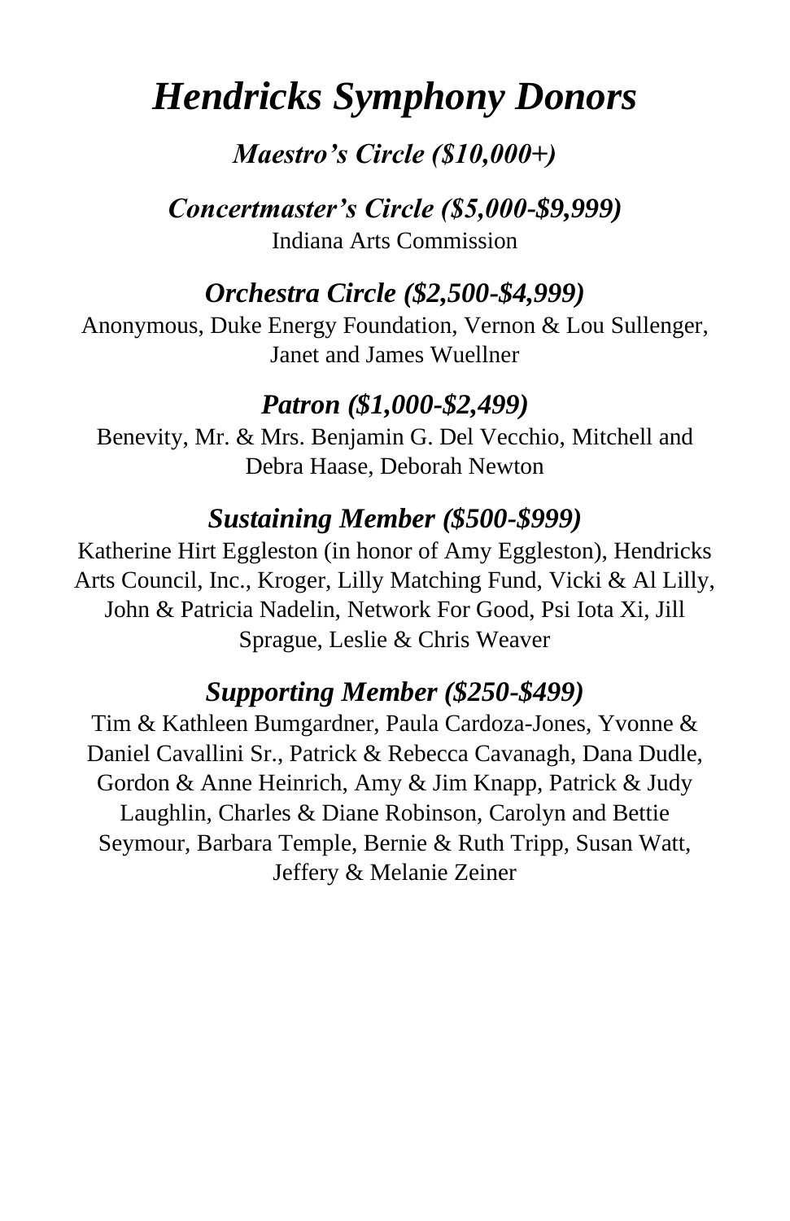# *Hendricks Symphony Donors*

## *Maestro's Circle ($10,000+)*

## *Concertmaster's Circle ($5,000-$9,999)*

Indiana Arts Commission

## *Orchestra Circle ($2,500-$4,999)*

Anonymous, Duke Energy Foundation, Vernon & Lou Sullenger, Janet and James Wuellner

## *Patron ($1,000-$2,499)*

Benevity, Mr. & Mrs. Benjamin G. Del Vecchio, Mitchell and Debra Haase, Deborah Newton

## *Sustaining Member ($500-$999)*

Katherine Hirt Eggleston (in honor of Amy Eggleston), Hendricks Arts Council, Inc., Kroger, Lilly Matching Fund, Vicki & Al Lilly, John & Patricia Nadelin, Network For Good, Psi Iota Xi, Jill Sprague, Leslie & Chris Weaver

## *Supporting Member ($250-$499)*

Tim & Kathleen Bumgardner, Paula Cardoza-Jones, Yvonne & Daniel Cavallini Sr., Patrick & Rebecca Cavanagh, Dana Dudle, Gordon & Anne Heinrich, Amy & Jim Knapp, Patrick & Judy Laughlin, Charles & Diane Robinson, Carolyn and Bettie Seymour, Barbara Temple, Bernie & Ruth Tripp, Susan Watt, Jeffery & Melanie Zeiner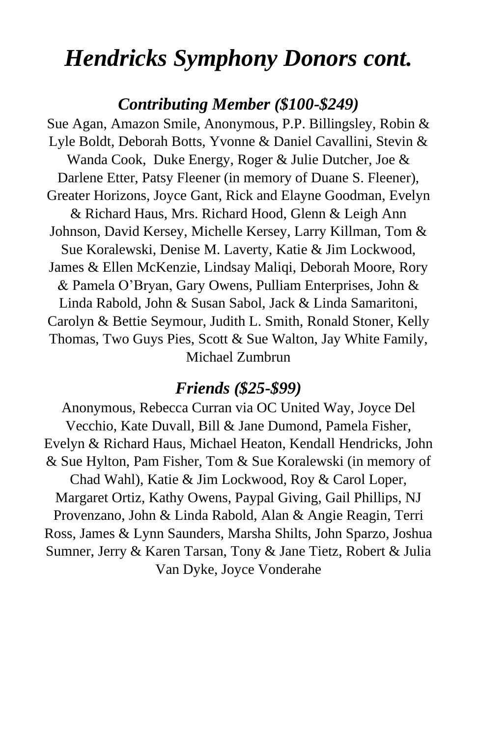# *Hendricks Symphony Donors cont.*

## *Contributing Member ($100-$249)*

Sue Agan, Amazon Smile, Anonymous, P.P. Billingsley, Robin & Lyle Boldt, Deborah Botts, Yvonne & Daniel Cavallini, Stevin & Wanda Cook, Duke Energy, Roger & Julie Dutcher, Joe & Darlene Etter, Patsy Fleener (in memory of Duane S. Fleener), Greater Horizons, Joyce Gant, Rick and Elayne Goodman, Evelyn & Richard Haus, Mrs. Richard Hood, Glenn & Leigh Ann Johnson, David Kersey, Michelle Kersey, Larry Killman, Tom & Sue Koralewski, Denise M. Laverty, Katie & Jim Lockwood, James & Ellen McKenzie, Lindsay Maliqi, Deborah Moore, Rory & Pamela O'Bryan, Gary Owens, Pulliam Enterprises, John & Linda Rabold, John & Susan Sabol, Jack & Linda Samaritoni, Carolyn & Bettie Seymour, Judith L. Smith, Ronald Stoner, Kelly Thomas, Two Guys Pies, Scott & Sue Walton, Jay White Family, Michael Zumbrun

## *Friends ($25-$99)*

Anonymous, Rebecca Curran via OC United Way, Joyce Del Vecchio, Kate Duvall, Bill & Jane Dumond, Pamela Fisher, Evelyn & Richard Haus, Michael Heaton, Kendall Hendricks, John & Sue Hylton, Pam Fisher, Tom & Sue Koralewski (in memory of Chad Wahl), Katie & Jim Lockwood, Roy & Carol Loper, Margaret Ortiz, Kathy Owens, Paypal Giving, Gail Phillips, NJ Provenzano, John & Linda Rabold, Alan & Angie Reagin, Terri Ross, James & Lynn Saunders, Marsha Shilts, John Sparzo, Joshua Sumner, Jerry & Karen Tarsan, Tony & Jane Tietz, Robert & Julia Van Dyke, Joyce Vonderahe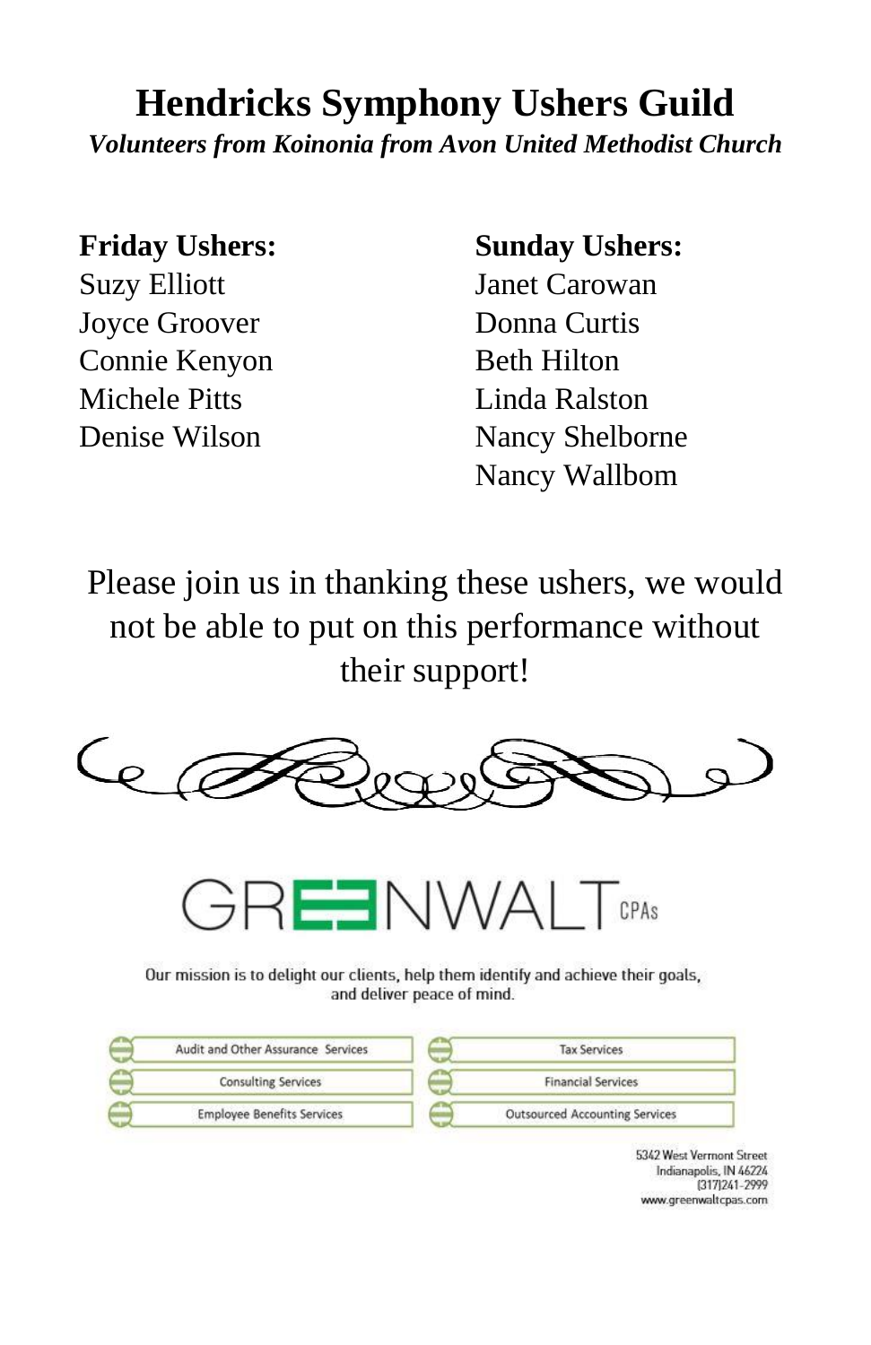# Hendricks Symphony Ushers Guild

***Volunteers from Koinonia from Avon United Methodist Church***

**Friday Ushers:**
Suzy Elliott
Joyce Groover
Connie Kenyon
Michele Pitts
Denise Wilson

**Sunday Ushers:**
Janet Carowan
Donna Curtis
Beth Hilton
Linda Ralston
Nancy Shelborne
Nancy Wallbom

Please join us in thanking these ushers, we would not be able to put on this performance without their support!

GREENWALT CPAs

Our mission is to delight our clients, help them identify and achieve their goals, and deliver peace of mind.

- Audit and Other Assurance Services
- Consulting Services
- Employee Benefits Services
- Tax Services
- Financial Services
- Outsourced Accounting Services

5342 West Vermont Street
Indianapolis, IN 46224
(317)241-2999
www.greenwaltcpas.com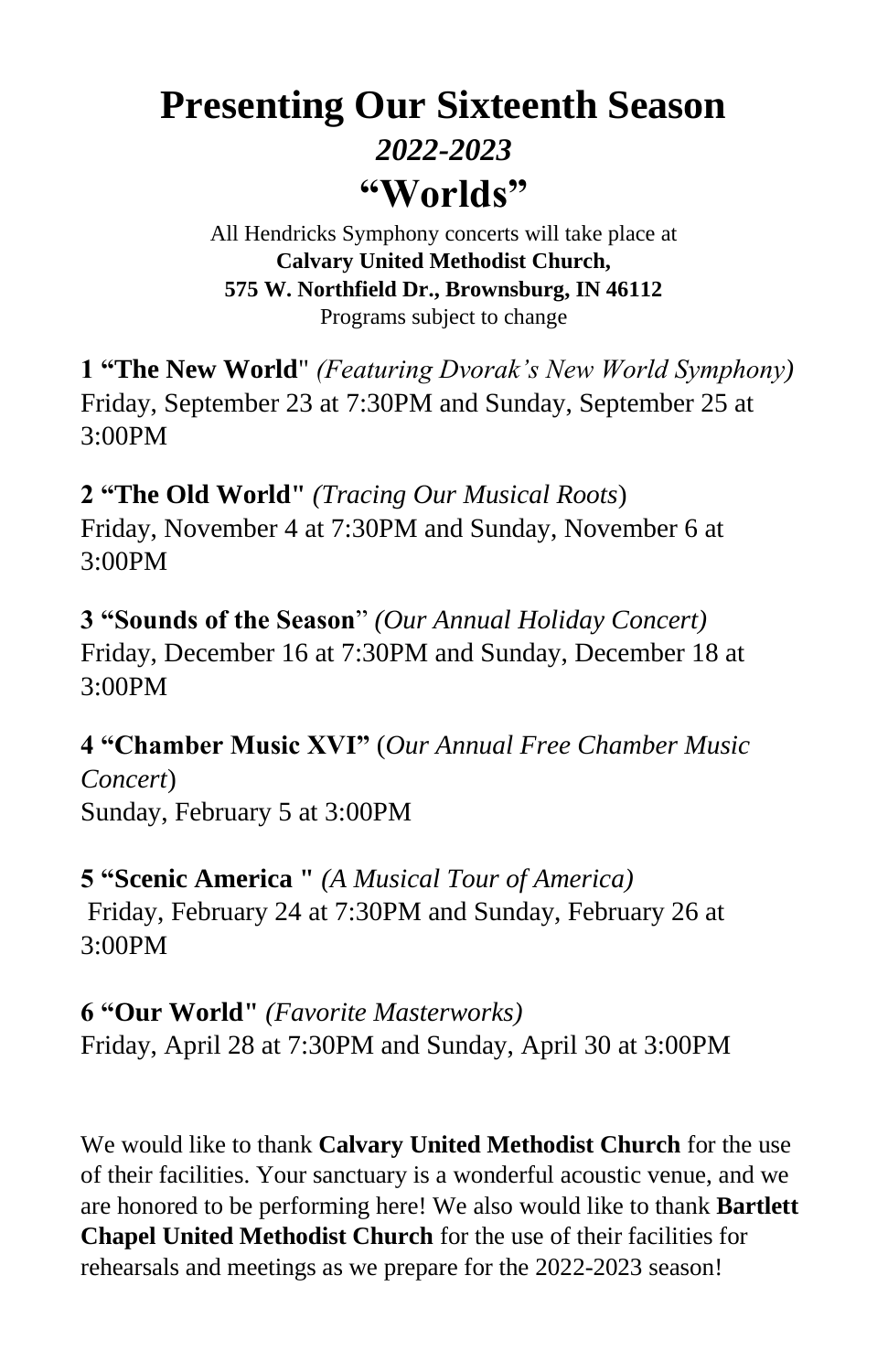# Presenting Our Sixteenth Season

## *2022-2023*

## "Worlds"

All Hendricks Symphony concerts will take place at
**Calvary United Methodist Church,**
**575 W. Northfield Dr., Brownsburg, IN 46112**
Programs subject to change

**1 "The New World"** *(Featuring Dvorak's New World Symphony)*
Friday, September 23 at 7:30PM and Sunday, September 25 at 3:00PM

**2 "The Old World"** *(Tracing Our Musical Roots)*
Friday, November 4 at 7:30PM and Sunday, November 6 at 3:00PM

**3 "Sounds of the Season"** *(Our Annual Holiday Concert)*
Friday, December 16 at 7:30PM and Sunday, December 18 at 3:00PM

**4 "Chamber Music XVI"** (*Our Annual Free Chamber Music Concert*)
Sunday, February 5 at 3:00PM

**5 "Scenic America "** *(A Musical Tour of America)*
Friday, February 24 at 7:30PM and Sunday, February 26 at 3:00PM

**6 "Our World"** *(Favorite Masterworks)*
Friday, April 28 at 7:30PM and Sunday, April 30 at 3:00PM

We would like to thank **Calvary United Methodist Church** for the use of their facilities. Your sanctuary is a wonderful acoustic venue, and we are honored to be performing here! We also would like to thank **Bartlett Chapel United Methodist Church** for the use of their facilities for rehearsals and meetings as we prepare for the 2022-2023 season!